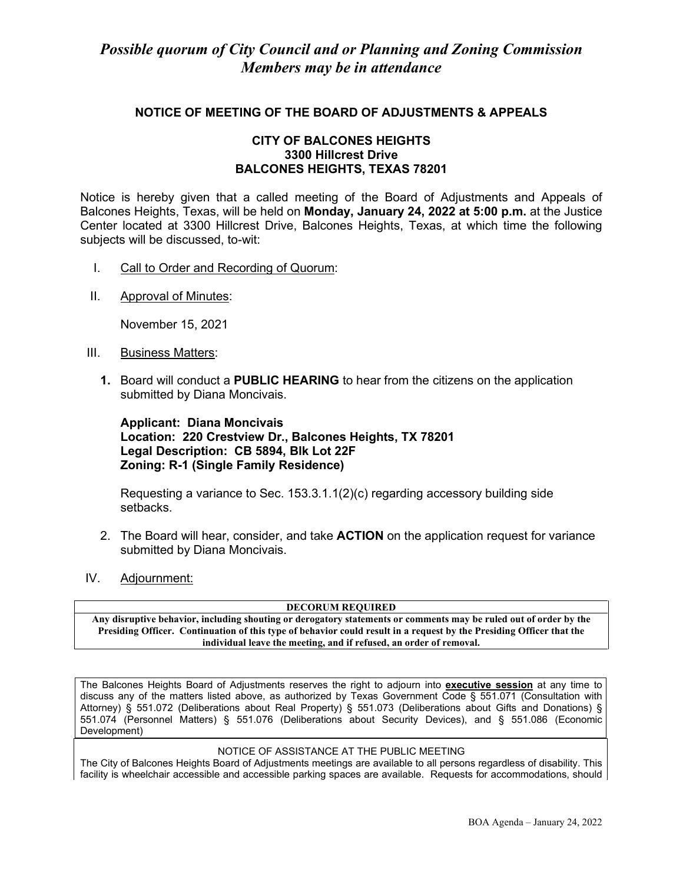*Possible quorum of City Council and or Planning and Zoning Commission Members may be in attendance*

## NOTICE OF MEETING OF THE BOARD OF ADJUSTMENTS & APPEALS

**CITY OF BALCONES HEIGHTS**
**3300 Hillcrest Drive**
**BALCONES HEIGHTS, TEXAS 78201**

Notice is hereby given that a called meeting of the Board of Adjustments and Appeals of Balcones Heights, Texas, will be held on **Monday, January 24, 2022 at 5:00 p.m.** at the Justice Center located at 3300 Hillcrest Drive, Balcones Heights, Texas, at which time the following subjects will be discussed, to-wit:

I. Call to Order and Recording of Quorum:

II. Approval of Minutes:

November 15, 2021

III. Business Matters:

**1.** Board will conduct a **PUBLIC HEARING** to hear from the citizens on the application submitted by Diana Moncivais.

**Applicant: Diana Moncivais**
**Location: 220 Crestview Dr., Balcones Heights, TX 78201**
**Legal Description: CB 5894, Blk Lot 22F**
**Zoning: R-1 (Single Family Residence)**

Requesting a variance to Sec. 153.3.1.1(2)(c) regarding accessory building side setbacks.

2. The Board will hear, consider, and take **ACTION** on the application request for variance submitted by Diana Moncivais.

IV. Adjournment:

**DECORUM REQUIRED**
**Any disruptive behavior, including shouting or derogatory statements or comments may be ruled out of order by the Presiding Officer. Continuation of this type of behavior could result in a request by the Presiding Officer that the individual leave the meeting, and if refused, an order of removal.**

The Balcones Heights Board of Adjustments reserves the right to adjourn into **executive session** at any time to discuss any of the matters listed above, as authorized by Texas Government Code § 551.071 (Consultation with Attorney) § 551.072 (Deliberations about Real Property) § 551.073 (Deliberations about Gifts and Donations) § 551.074 (Personnel Matters) § 551.076 (Deliberations about Security Devices), and § 551.086 (Economic Development)

NOTICE OF ASSISTANCE AT THE PUBLIC MEETING
The City of Balcones Heights Board of Adjustments meetings are available to all persons regardless of disability. This facility is wheelchair accessible and accessible parking spaces are available. Requests for accommodations, should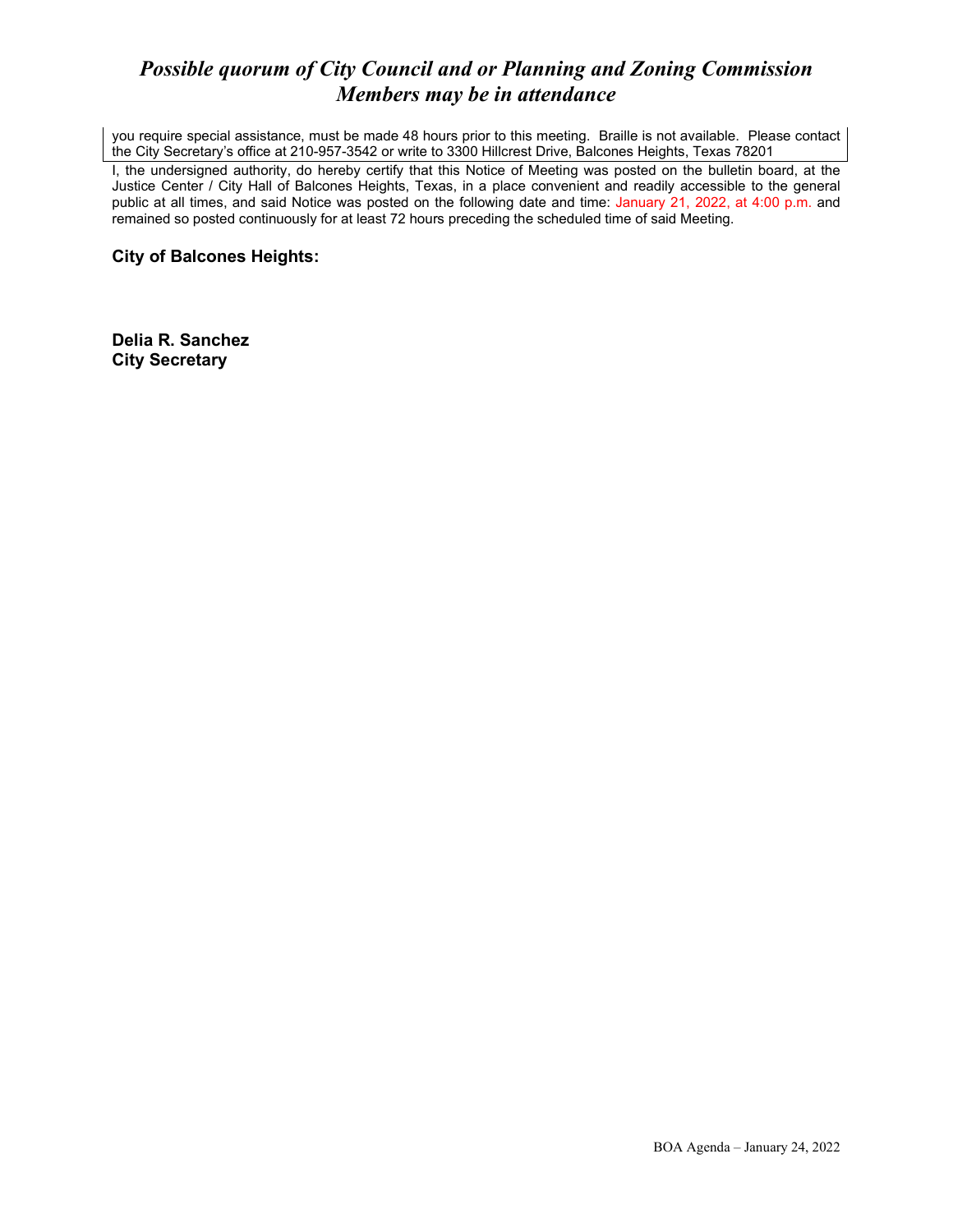# *Possible quorum of City Council and or Planning and Zoning Commission Members may be in attendance*

you require special assistance, must be made 48 hours prior to this meeting. Braille is not available. Please contact the City Secretary's office at 210-957-3542 or write to 3300 Hillcrest Drive, Balcones Heights, Texas 78201

I, the undersigned authority, do hereby certify that this Notice of Meeting was posted on the bulletin board, at the Justice Center / City Hall of Balcones Heights, Texas, in a place convenient and readily accessible to the general public at all times, and said Notice was posted on the following date and time: January 21, 2022, at 4:00 p.m. and remained so posted continuously for at least 72 hours preceding the scheduled time of said Meeting.

**City of Balcones Heights:**

**Delia R. Sanchez**
**City Secretary**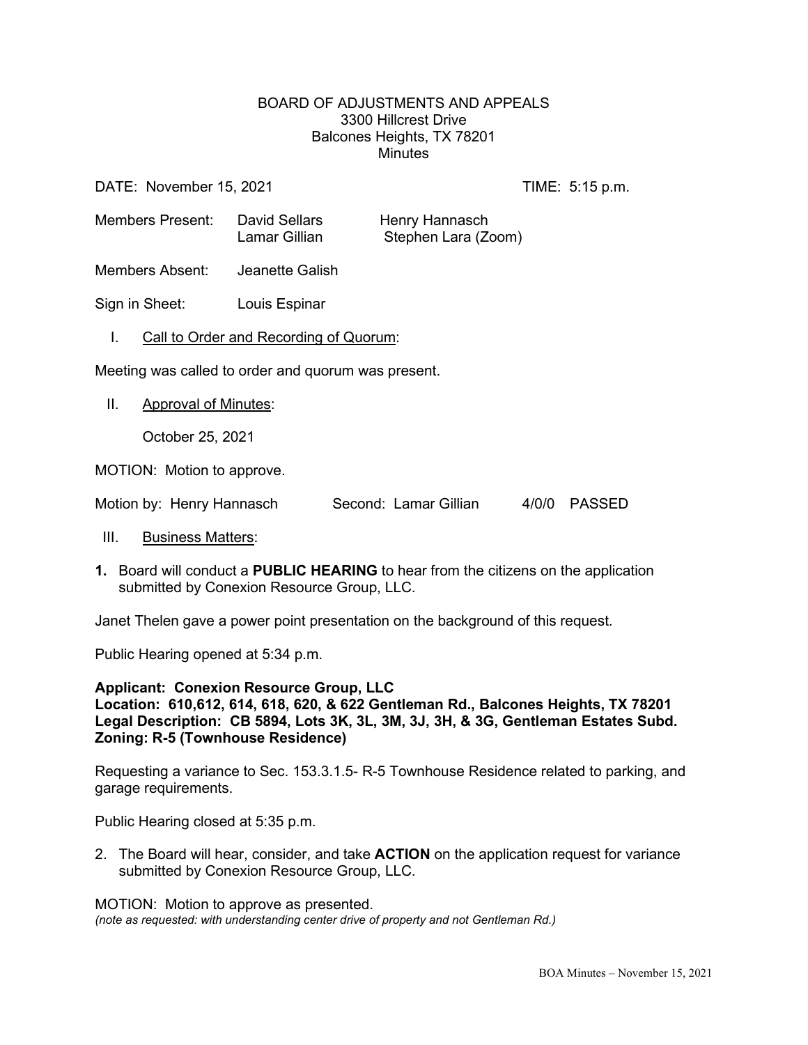BOARD OF ADJUSTMENTS AND APPEALS
3300 Hillcrest Drive
Balcones Heights, TX 78201
Minutes

DATE: November 15, 2021 TIME: 5:15 p.m.

Members Present: David Sellars, Henry Hannasch, Lamar Gillian, Stephen Lara (Zoom)

Members Absent: Jeanette Galish

Sign in Sheet: Louis Espinar

I. Call to Order and Recording of Quorum:

Meeting was called to order and quorum was present.

II. Approval of Minutes:

October 25, 2021

MOTION: Motion to approve.

Motion by: Henry Hannasch Second: Lamar Gillian 4/0/0 PASSED

III. Business Matters:

**1.** Board will conduct a **PUBLIC HEARING** to hear from the citizens on the application submitted by Conexion Resource Group, LLC.

Janet Thelen gave a power point presentation on the background of this request.

Public Hearing opened at 5:34 p.m.

**Applicant: Conexion Resource Group, LLC**
**Location: 610,612, 614, 618, 620, & 622 Gentleman Rd., Balcones Heights, TX 78201**
**Legal Description: CB 5894, Lots 3K, 3L, 3M, 3J, 3H, & 3G, Gentleman Estates Subd.**
**Zoning: R-5 (Townhouse Residence)**

Requesting a variance to Sec. 153.3.1.5- R-5 Townhouse Residence related to parking, and garage requirements.

Public Hearing closed at 5:35 p.m.

2. The Board will hear, consider, and take **ACTION** on the application request for variance submitted by Conexion Resource Group, LLC.

MOTION: Motion to approve as presented.
*(note as requested: with understanding center drive of property and not Gentleman Rd.)*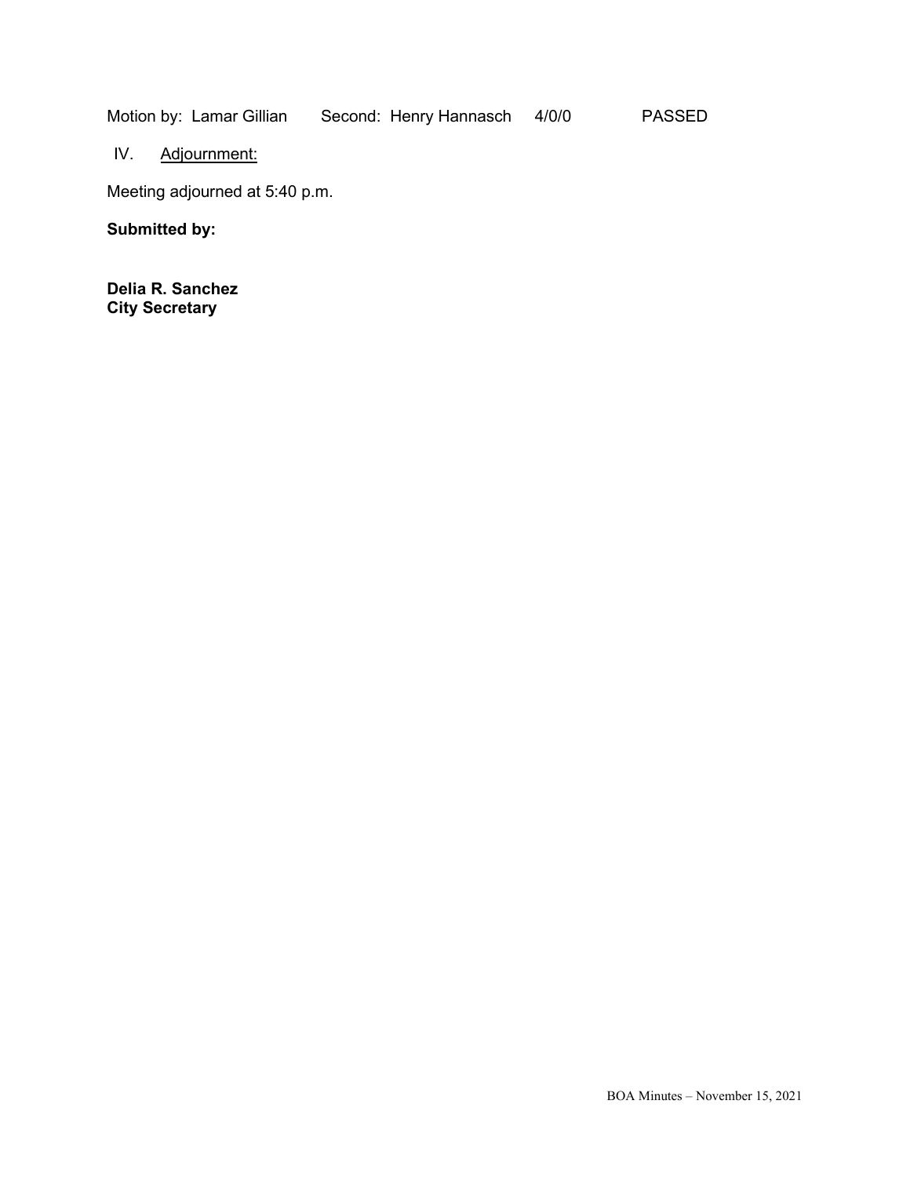Motion by: Lamar Gillian Second: Henry Hannasch 4/0/0 PASSED

IV. Adjournment:

Meeting adjourned at 5:40 p.m.

**Submitted by:**

**Delia R. Sanchez**
**City Secretary**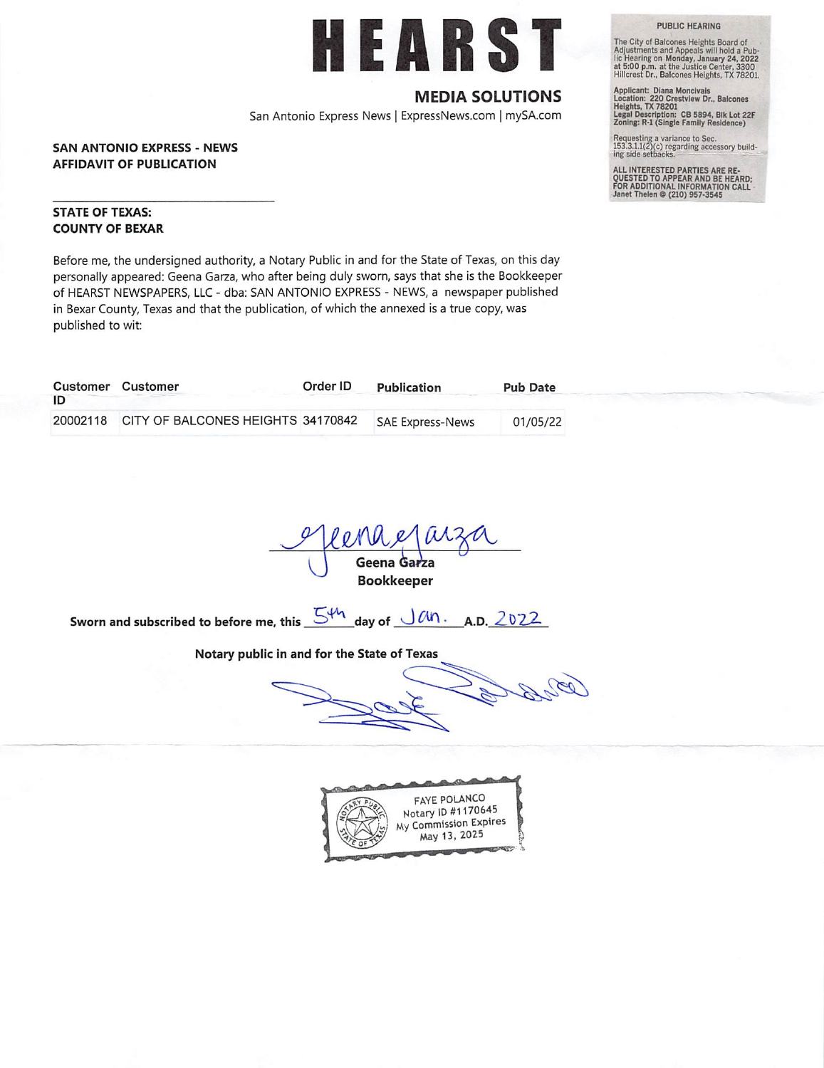# HEARST

## MEDIA SOLUTIONS

San Antonio Express News | ExpressNews.com | mySA.com

**SAN ANTONIO EXPRESS - NEWS**
**AFFIDAVIT OF PUBLICATION**

**STATE OF TEXAS:**
**COUNTY OF BEXAR**

Before me, the undersigned authority, a Notary Public in and for the State of Texas, on this day personally appeared: Geena Garza, who after being duly sworn, says that she is the Bookkeeper of HEARST NEWSPAPERS, LLC - dba: SAN ANTONIO EXPRESS - NEWS, a newspaper published in Bexar County, Texas and that the publication, of which the annexed is a true copy, was published to wit:

| Customer ID | Customer | Order ID | Publication | Pub Date |
|---|---|---|---|---|
| 20002118 | CITY OF BALCONES HEIGHTS | 34170842 | SAE Express-News | 01/05/22 |

**PUBLIC HEARING**

The City of Balcones Heights Board of Adjustments and Appeals will hold a Public Hearing on **Monday, January 24, 2022 at 5:00 p.m.** at the Justice Center, 3300 Hillcrest Dr., Balcones Heights, TX 78201.

**Applicant: Diana Moncivais**
**Location: 220 Crestview Dr., Balcones Heights, TX 78201**
**Legal Description: CB 5894, Blk Lot 22F**
**Zoning: R-1 (Single Family Residence)**

Requesting a variance to Sec. 153.3.1.1(2)(c) regarding accessory building side setbacks.

**ALL INTERESTED PARTIES ARE REQUESTED TO APPEAR AND BE HEARD; FOR ADDITIONAL INFORMATION CALL Janet Thelen @ (210) 957-3545**

Geena Garza

**Geena Garza**
**Bookkeeper**

**Sworn and subscribed to before me, this** 5th **day of** Jan. **A.D.** 2022

**Notary public in and for the State of Texas**

FAYE POLANCO
Notary ID #1170645
My Commission Expires
May 13, 2025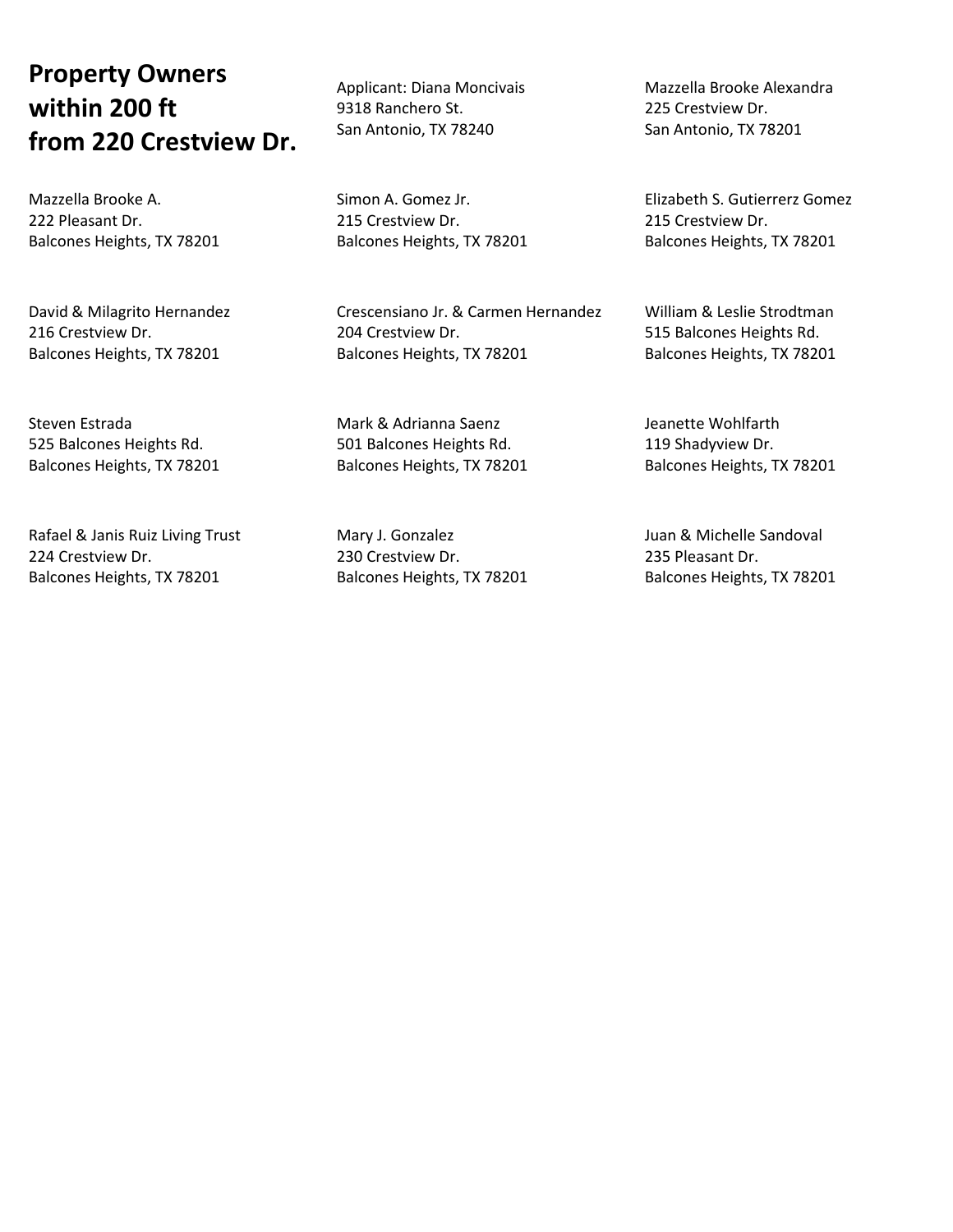# Property Owners within 200 ft from 220 Crestview Dr.

Applicant: Diana Moncivais
9318 Ranchero St.
San Antonio, TX 78240

Mazzella Brooke Alexandra
225 Crestview Dr.
San Antonio, TX 78201

Mazzella Brooke A.
222 Pleasant Dr.
Balcones Heights, TX 78201

Simon A. Gomez Jr.
215 Crestview Dr.
Balcones Heights, TX 78201

Elizabeth S. Gutierrerz Gomez
215 Crestview Dr.
Balcones Heights, TX 78201

David & Milagrito Hernandez
216 Crestview Dr.
Balcones Heights, TX 78201

Crescensiano Jr. & Carmen Hernandez
204 Crestview Dr.
Balcones Heights, TX 78201

William & Leslie Strodtman
515 Balcones Heights Rd.
Balcones Heights, TX 78201

Steven Estrada
525 Balcones Heights Rd.
Balcones Heights, TX 78201

Mark & Adrianna Saenz
501 Balcones Heights Rd.
Balcones Heights, TX 78201

Jeanette Wohlfarth
119 Shadyview Dr.
Balcones Heights, TX 78201

Rafael & Janis Ruiz Living Trust
224 Crestview Dr.
Balcones Heights, TX 78201

Mary J. Gonzalez
230 Crestview Dr.
Balcones Heights, TX 78201

Juan & Michelle Sandoval
235 Pleasant Dr.
Balcones Heights, TX 78201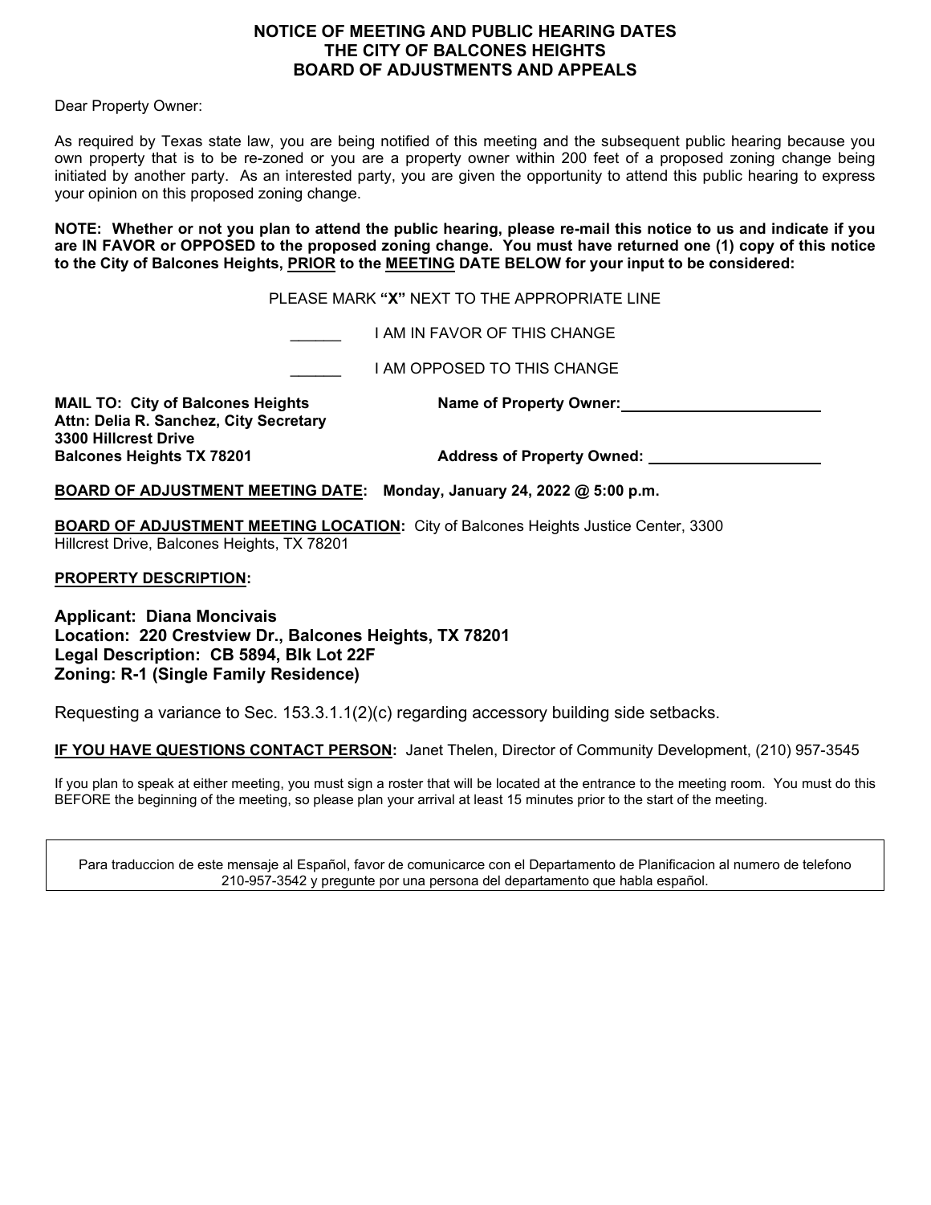# NOTICE OF MEETING AND PUBLIC HEARING DATES
# THE CITY OF BALCONES HEIGHTS
# BOARD OF ADJUSTMENTS AND APPEALS

Dear Property Owner:

As required by Texas state law, you are being notified of this meeting and the subsequent public hearing because you own property that is to be re-zoned or you are a property owner within 200 feet of a proposed zoning change being initiated by another party. As an interested party, you are given the opportunity to attend this public hearing to express your opinion on this proposed zoning change.

**NOTE: Whether or not you plan to attend the public hearing, please re-mail this notice to us and indicate if you are IN FAVOR or OPPOSED to the proposed zoning change. You must have returned one (1) copy of this notice to the City of Balcones Heights, PRIOR to the MEETING DATE BELOW for your input to be considered:**

PLEASE MARK **"X"** NEXT TO THE APPROPRIATE LINE

______ I AM IN FAVOR OF THIS CHANGE

______ I AM OPPOSED TO THIS CHANGE

**MAIL TO: City of Balcones Heights**
**Attn: Delia R. Sanchez, City Secretary**
**3300 Hillcrest Drive**
**Balcones Heights TX 78201**

**Name of Property Owner:** ______________________

**Address of Property Owned:** ______________________

**BOARD OF ADJUSTMENT MEETING DATE: Monday, January 24, 2022 @ 5:00 p.m.**

**BOARD OF ADJUSTMENT MEETING LOCATION:** City of Balcones Heights Justice Center, 3300 Hillcrest Drive, Balcones Heights, TX 78201

**PROPERTY DESCRIPTION:**

**Applicant: Diana Moncivais**
**Location: 220 Crestview Dr., Balcones Heights, TX 78201**
**Legal Description: CB 5894, Blk Lot 22F**
**Zoning: R-1 (Single Family Residence)**

Requesting a variance to Sec. 153.3.1.1(2)(c) regarding accessory building side setbacks.

**IF YOU HAVE QUESTIONS CONTACT PERSON:** Janet Thelen, Director of Community Development, (210) 957-3545

If you plan to speak at either meeting, you must sign a roster that will be located at the entrance to the meeting room. You must do this BEFORE the beginning of the meeting, so please plan your arrival at least 15 minutes prior to the start of the meeting.

Para traduccion de este mensaje al Español, favor de comunicarce con el Departamento de Planificacion al numero de telefono 210-957-3542 y pregunte por una persona del departamento que habla español.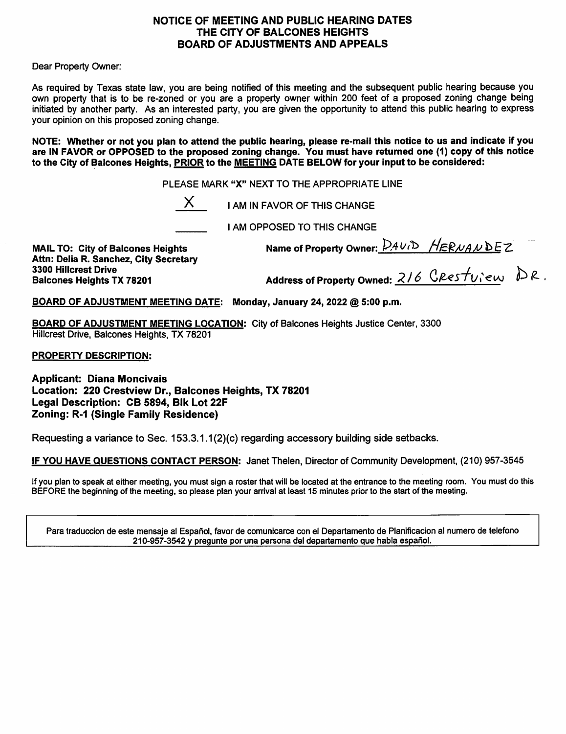# NOTICE OF MEETING AND PUBLIC HEARING DATES
# THE CITY OF BALCONES HEIGHTS
# BOARD OF ADJUSTMENTS AND APPEALS

Dear Property Owner:

As required by Texas state law, you are being notified of this meeting and the subsequent public hearing because you own property that is to be re-zoned or you are a property owner within 200 feet of a proposed zoning change being initiated by another party. As an interested party, you are given the opportunity to attend this public hearing to express your opinion on this proposed zoning change.

**NOTE: Whether or not you plan to attend the public hearing, please re-mail this notice to us and indicate if you are IN FAVOR or OPPOSED to the proposed zoning change. You must have returned one (1) copy of this notice to the City of Balcones Heights, PRIOR to the MEETING DATE BELOW for your input to be considered:**

PLEASE MARK "X" NEXT TO THE APPROPRIATE LINE

\_\_X\_\_ I AM IN FAVOR OF THIS CHANGE

\_\_\_\_\_ I AM OPPOSED TO THIS CHANGE

**MAIL TO: City of Balcones Heights**
**Attn: Delia R. Sanchez, City Secretary**
**3300 Hillcrest Drive**
**Balcones Heights TX 78201**

**Name of Property Owner:** DAVID HERNANDEZ

**Address of Property Owned:** 216 Crestview DR.

**BOARD OF ADJUSTMENT MEETING DATE: Monday, January 24, 2022 @ 5:00 p.m.**

**BOARD OF ADJUSTMENT MEETING LOCATION:** City of Balcones Heights Justice Center, 3300 Hillcrest Drive, Balcones Heights, TX 78201

**PROPERTY DESCRIPTION:**

**Applicant: Diana Moncivais**
**Location: 220 Crestview Dr., Balcones Heights, TX 78201**
**Legal Description: CB 5894, Blk Lot 22F**
**Zoning: R-1 (Single Family Residence)**

Requesting a variance to Sec. 153.3.1.1(2)(c) regarding accessory building side setbacks.

**IF YOU HAVE QUESTIONS CONTACT PERSON:** Janet Thelen, Director of Community Development, (210) 957-3545

If you plan to speak at either meeting, you must sign a roster that will be located at the entrance to the meeting room. You must do this BEFORE the beginning of the meeting, so please plan your arrival at least 15 minutes prior to the start of the meeting.

Para traduccion de este mensaje al Español, favor de comunicarce con el Departamento de Planificacion al numero de telefono 210-957-3542 y pregunte por una persona del departamento que habla español.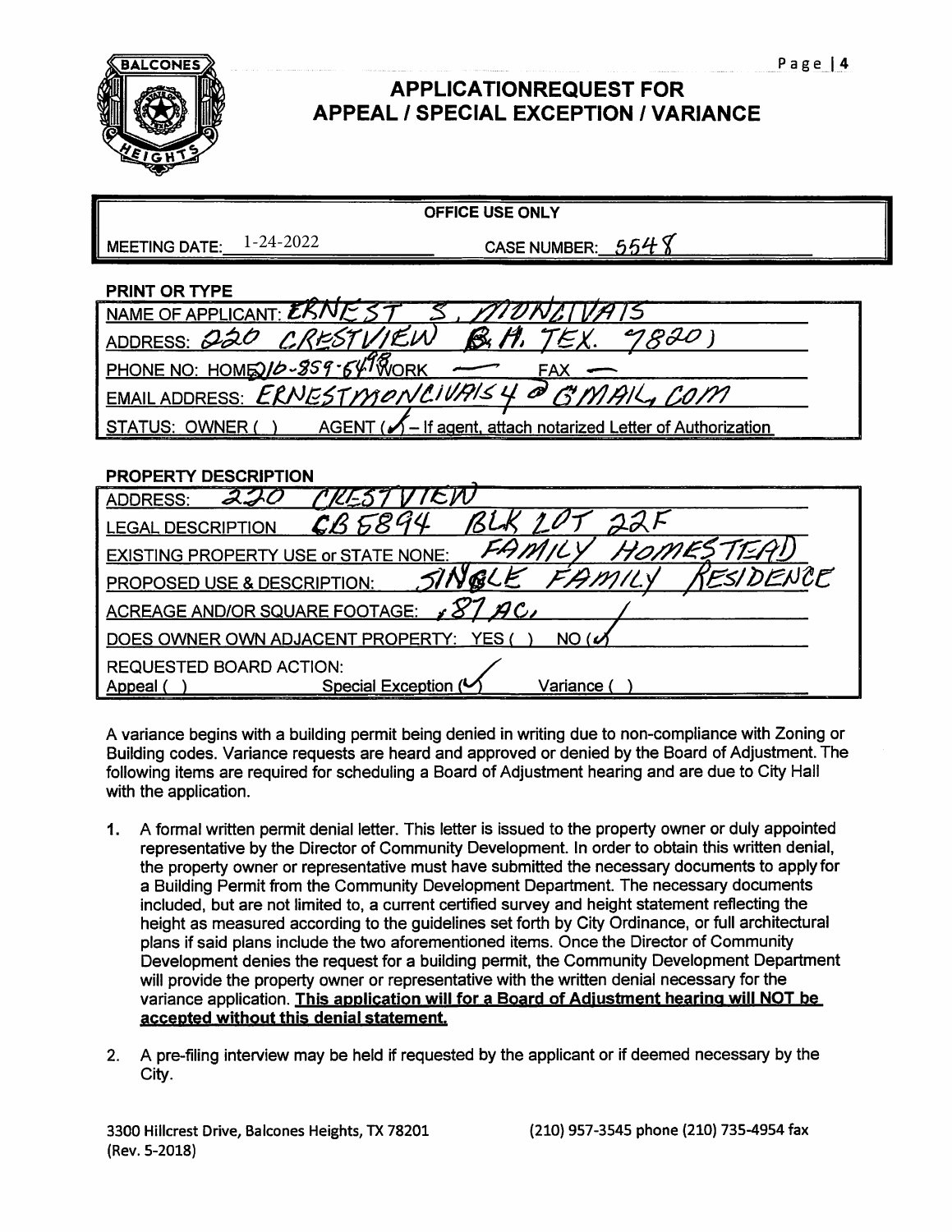# APPLICATIONREQUEST FOR APPEAL / SPECIAL EXCEPTION / VARIANCE

| OFFICE USE ONLY | |
|---|---|
| MEETING DATE: 1-24-2022 | CASE NUMBER: 5548 |

**PRINT OR TYPE**

| |
|---|
| NAME OF APPLICANT: ERNEST S. MONCIVAIS |
| ADDRESS: 220 CRESTVIEW B.H. TEX. 78201 |
| PHONE NO: HOME 210-859-6498 WORK — FAX — |
| EMAIL ADDRESS: ERNESTMONCIVAIS4@GMAIL.COM |
| STATUS: OWNER ( ) AGENT (✓) – If agent, attach notarized Letter of Authorization |

**PROPERTY DESCRIPTION**

| |
|---|
| ADDRESS: 220 CRESTVIEW |
| LEGAL DESCRIPTION CB 5894 BLK LOT 22F |
| EXISTING PROPERTY USE or STATE NONE: FAMILY HOMESTEAD |
| PROPOSED USE & DESCRIPTION: SINGLE FAMILY RESIDENCE |
| ACREAGE AND/OR SQUARE FOOTAGE: .87 AC. |
| DOES OWNER OWN ADJACENT PROPERTY: YES ( ) NO (✓) |
| REQUESTED BOARD ACTION: Appeal ( ) Special Exception (✓) Variance ( ) |

A variance begins with a building permit being denied in writing due to non-compliance with Zoning or Building codes. Variance requests are heard and approved or denied by the Board of Adjustment. The following items are required for scheduling a Board of Adjustment hearing and are due to City Hall with the application.

1. A formal written permit denial letter. This letter is issued to the property owner or duly appointed representative by the Director of Community Development. In order to obtain this written denial, the property owner or representative must have submitted the necessary documents to apply for a Building Permit from the Community Development Department. The necessary documents included, but are not limited to, a current certified survey and height statement reflecting the height as measured according to the guidelines set forth by City Ordinance, or full architectural plans if said plans include the two aforementioned items. Once the Director of Community Development denies the request for a building permit, the Community Development Department will provide the property owner or representative with the written denial necessary for the variance application. **<u>This application will for a Board of Adjustment hearing will NOT be accepted without this denial statement.</u>**

2. A pre-filing interview may be held if requested by the applicant or if deemed necessary by the City.

3300 Hillcrest Drive, Balcones Heights, TX 78201 (210) 957-3545 phone (210) 735-4954 fax
(Rev. 5-2018)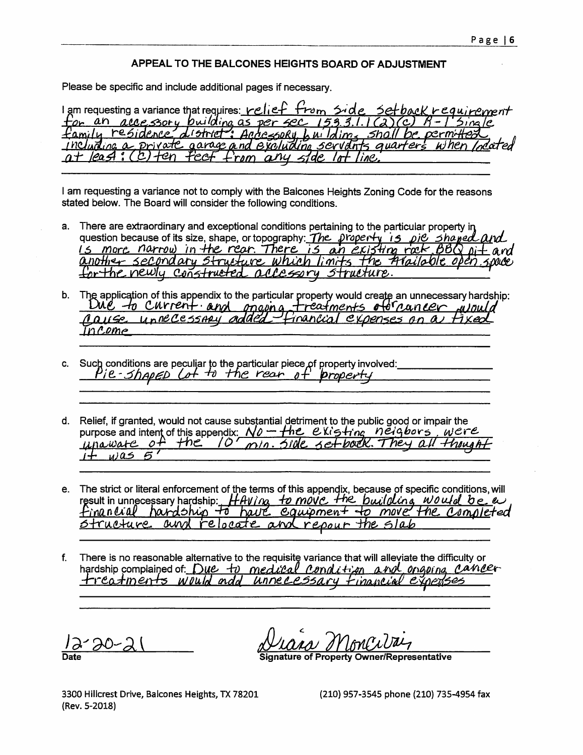## APPEAL TO THE BALCONES HEIGHTS BOARD OF ADJUSTMENT

Please be specific and include additional pages if necessary.

I am requesting a variance that requires: relief from side setback requirement for an accessory building as per sec 153.3.1.1(2)(c) R-1 Single family residence district: Accessory buildings shall be permitted including a private garage and excluding servants quarters when located at least: (c) ten feet from any side lot line.

I am requesting a variance not to comply with the Balcones Heights Zoning Code for the reasons stated below. The Board will consider the following conditions.

a. There are extraordinary and exceptional conditions pertaining to the particular property in question because of its size, shape, or topography: The property is pie shaped and is more narrow in the rear. There is an existing rock BBQ pit and another secondary structure which limits the available open space for the newly constructed accessory structure.

b. The application of this appendix to the particular property would create an unnecessary hardship: Due to current and ongoing treatments for cancer would cause unnecessary added financial expenses on a fixed income

c. Such conditions are peculiar to the particular piece of property involved: Pie-shaped lot to the rear of property

d. Relief, if granted, would not cause substantial detriment to the public good or impair the purpose and intent of this appendix: No — the existing neigbors were unaware of the 10' min. side set-back. They all thought it was 5'

e. The strict or literal enforcement of the terms of this appendix, because of specific conditions, will result in unnecessary hardship: Having to move the building would be a financial hardship to have equipment to move the completed structure and relocate and repour the slab

f. There is no reasonable alternative to the requisite variance that will alleviate the difficulty or hardship complained of: Due to medical condition and ongoing cancer treatments would add unnecessary financial expenses

12-20-21
Date

Diana Moncivais
Signature of Property Owner/Representative

3300 Hillcrest Drive, Balcones Heights, TX 78201 (210) 957-3545 phone (210) 735-4954 fax
(Rev. 5-2018)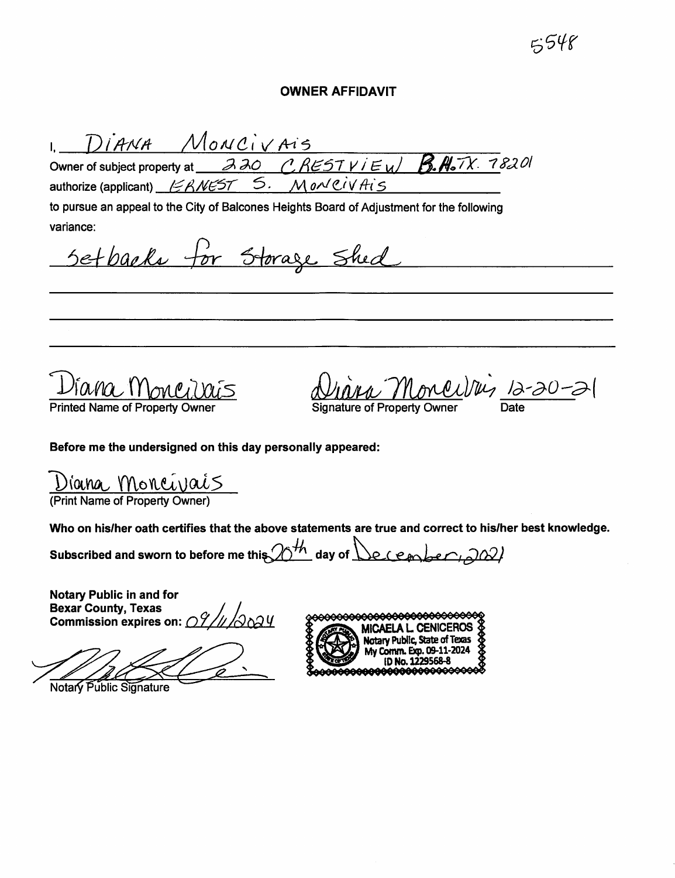5548

# OWNER AFFIDAVIT

I, DIANA MONCIVAIS

Owner of subject property at 220 CRESTVIEW B.H. TX. 78201

authorize (applicant) ERNEST S. MONCIVAIS

to pursue an appeal to the City of Balcones Heights Board of Adjustment for the following variance:

Setbacks for Storage Shed

Diana Moncivais
Printed Name of Property Owner

Diana Moncivais 12-20-21
Signature of Property Owner Date

**Before me the undersigned on this day personally appeared:**

Diana Moncivais
(Print Name of Property Owner)

**Who on his/her oath certifies that the above statements are true and correct to his/her best knowledge.**

**Subscribed and sworn to before me this** 20th **day of** December, 2021

**Notary Public in and for**
**Bexar County, Texas**
**Commission expires on:** 09/11/2024

MICAELA L. CENICEROS
Notary Public, State of Texas
My Comm. Exp. 09-11-2024
ID No. 1229568-8

Notary Public Signature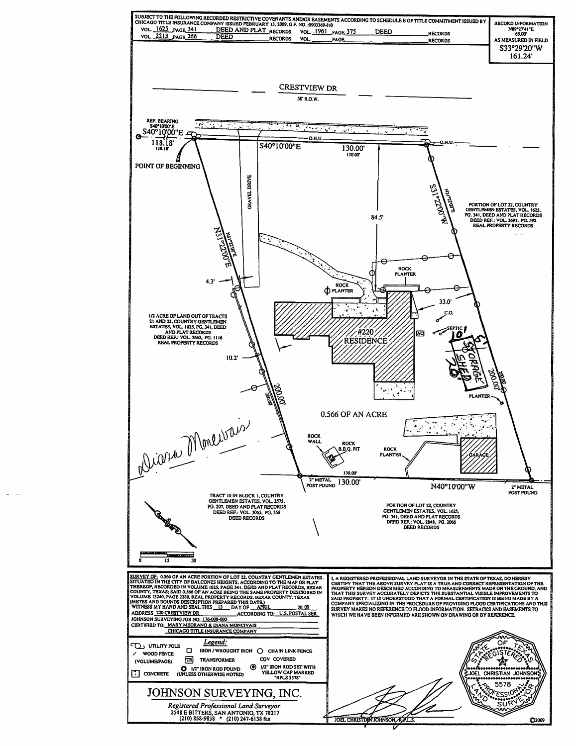SUBJECT TO THE FOLLOWING RECORDED RESTRICTIVE COVENANTS AND/OR EASEMENTS ACCORDING TO SCHEDULE B OF TITLE COMMITMENT ISSUED BY CHICAGO TITLE INSURANCE COMPANY ISSUED FEBRUARY 13, 2009, G.F. NO. :0903369-110

VOL. 1625 PAGE 341 DEED AND PLAT RECORDS VOL. 1961 PAGE 375 DEED RECORDS
VOL. 2213 PAGE 266 DEED RECORDS VOL. ____ PAGE ____ RECORDS

RECORD INFORMATION
N89°27'41"E
65.00'
AS MEASURED IN FIELD
S33°29'20"W
161.24'

CRESTVIEW DR
50' R.O.W.

REF. BEARING
S40°10'00"E
S40°10'00"E
118.18'
118.18'

POINT OF BEGINNING

O.H.U.

S40°10'00"E 130.00'
130.00'

GRAVEL DRIVE

N31°22'00"E
N31°22'00"E

S31°22'00"W
N31°22'00"E

84.5'

PORTION OF LOT 22, COUNTRY GENTLEMEN ESTATES, VOL. 1625, PG. 341, DEED AND PLAT RECORDS
DEED REF.: VOL. 3691, PG. 592
REAL PROPERTY RECORDS

ROCK PLANTER

ROCK PLANTER

4.3'

33.0'

C.O.

SEPTIC

10' 5'
STORAGE SHED
20'

1/2 ACRE OF LAND OUT OF TRACTS 21 AND 23, COUNTRY GENTLEMEN ESTATES, VOL. 1625, PG. 341, DEED AND PLAT RECORDS
DEED REF.: VOL. 2662, PG. 1116
REAL PROPERTY RECORDS

#220
RESIDENCE

AC

10.2'

200.00'
200.00'

200.00'
200.00'

PLANTER

0.566 OF AN ACRE

Diana Moncivais

ROCK WALL

ROCK B.B.Q. PIT

ROCK PLANTER

GARAGE

130.00'
2" METAL POST FOUND 130.00' N40°10'00"W 2" METAL POST FOUND

TRACT 10 IN BLOCK 1, COUNTRY GENTLEMEN ESTATES, VOL. 2575, PG. 207, DEED AND PLAT RECORDS
DEED REF.: VOL. 3065, PG. 358
DEED RECORDS

PORTION OF LOT 22, COUNTRY GENTLEMEN ESTATES, VOL. 1625, PG. 341, DEED AND PLAT RECORDS
DEED REF.: VOL. 2848, PG. 2066
DEED RECORDS

0 15 30

SURVEY OF: 0.566 OF AN ACRE PORTION OF LOT 22, COUNTRY GENTLEMEN ESTATES, SITUATED IN THE CITY OF BALCONES HEIGHTS, ACCORDING TO THE MAP OR PLAT THEREOF, RECORDED IN VOLUME 1625, PAGE 341, DEED AND PLAT RECORDS, BEXAR COUNTY, TEXAS; SAID 0.566 OF AN ACRE BEING THE SAME PROPERTY DESCRIBED IN VOLUME 13240, PAGE 2280, REAL PROPERTY RECORDS, BEXAR COUNTY, TEXAS. (METES AND BOUNDS DESCRIPTION PREPARED THIS DATE.)
WITNESS MY HAND AND SEAL THIS 15 DAY OF APRIL, 20 09.
ADDRESS 220 CRESTVIEW DR ACCORDING TO: U.S. POSTAL SER.
JOHNSON SURVEYING JOB NO. 176-008-000
CERTIFIED TO: MARY MEDRANO & DIANA MONCIVAIS
CHICAGO TITLE INSURANCE COMPANY

I, A REGISTERED PROFESSIONAL LAND SURVEYOR IN THE STATE OF TEXAS, DO HEREBY CERTIFY THAT THE ABOVE SURVEY PLAT IS A TRUE AND CORRECT REPRESENTATION OF THE PROPERTY HEREON DESCRIBED ACCORDING TO MEASUREMENTS MADE ON THE GROUND, AND THAT THIS SURVEY ACCURATELY DEPICTS THE SUBSTANTIAL VISIBLE IMPROVEMENTS TO SAID PROPERTY. IT IS UNDERSTOOD THAT A FORMAL CERTIFICATION IS BEING MADE BY A COMPANY SPECIALIZING IN THE PROCEDURE OF PROVIDING FLOOD CERTIFICATIONS AND THIS SURVEY MAKES NO REFERENCE TO FLOOD INFORMATION. SETBACKS AND EASEMENTS TO WHICH WE HAVE BEEN INFORMED ARE SHOWN ON DRAWING OR BY REFERENCE.

*Legend:*

- UTILITY POLE
- / WOOD FENCE
- (VOLUME/PAGE)
- CONCRETE
- IRON / WROUGHT IRON
- TR TRANSFORMER
- 1/2" IRON ROD FOUND (UNLESS OTHERWISE NOTED)
- CHAIN LINK FENCE
- COV COVERED
- 1/2" IRON ROD SET WITH YELLOW CAP MARKED "RPLS 5578"

STATE OF TEXAS
REGISTERED
JOEL CHRISTIAN JOHNSON
5578
PROFESSIONAL LAND SURVEYOR

JOHNSON SURVEYING, INC.

*Registered Professional Land Surveyor*
2548 E BITTERS, SAN ANTONIO, TX 78217
(210) 858-9838 • (210) 247-6138 fax

JOEL CHRISTIAN JOHNSON, R.P.L.S.

©2009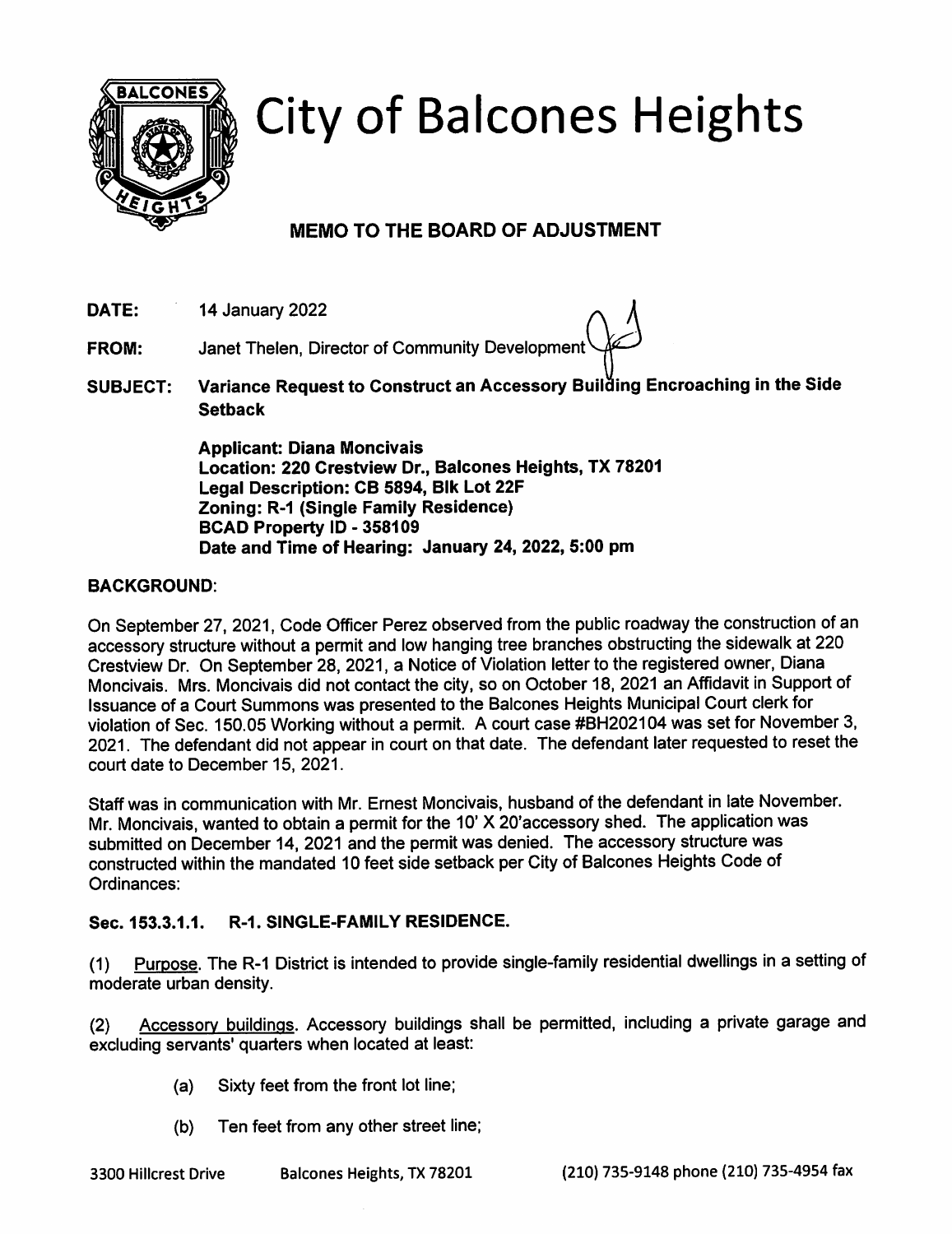# City of Balcones Heights

## MEMO TO THE BOARD OF ADJUSTMENT

**DATE:** 14 January 2022

**FROM:** Janet Thelen, Director of Community Development

**SUBJECT:** **Variance Request to Construct an Accessory Building Encroaching in the Side Setback**

**Applicant: Diana Moncivais**
**Location: 220 Crestview Dr., Balcones Heights, TX 78201**
**Legal Description: CB 5894, Blk Lot 22F**
**Zoning: R-1 (Single Family Residence)**
**BCAD Property ID - 358109**
**Date and Time of Hearing: January 24, 2022, 5:00 pm**

**BACKGROUND:**

On September 27, 2021, Code Officer Perez observed from the public roadway the construction of an accessory structure without a permit and low hanging tree branches obstructing the sidewalk at 220 Crestview Dr. On September 28, 2021, a Notice of Violation letter to the registered owner, Diana Moncivais. Mrs. Moncivais did not contact the city, so on October 18, 2021 an Affidavit in Support of Issuance of a Court Summons was presented to the Balcones Heights Municipal Court clerk for violation of Sec. 150.05 Working without a permit. A court case #BH202104 was set for November 3, 2021. The defendant did not appear in court on that date. The defendant later requested to reset the court date to December 15, 2021.

Staff was in communication with Mr. Ernest Moncivais, husband of the defendant in late November. Mr. Moncivais, wanted to obtain a permit for the 10' X 20'accessory shed. The application was submitted on December 14, 2021 and the permit was denied. The accessory structure was constructed within the mandated 10 feet side setback per City of Balcones Heights Code of Ordinances:

**Sec. 153.3.1.1. R-1. SINGLE-FAMILY RESIDENCE.**

(1) Purpose. The R-1 District is intended to provide single-family residential dwellings in a setting of moderate urban density.

(2) Accessory buildings. Accessory buildings shall be permitted, including a private garage and excluding servants' quarters when located at least:

- (a) Sixty feet from the front lot line;
- (b) Ten feet from any other street line;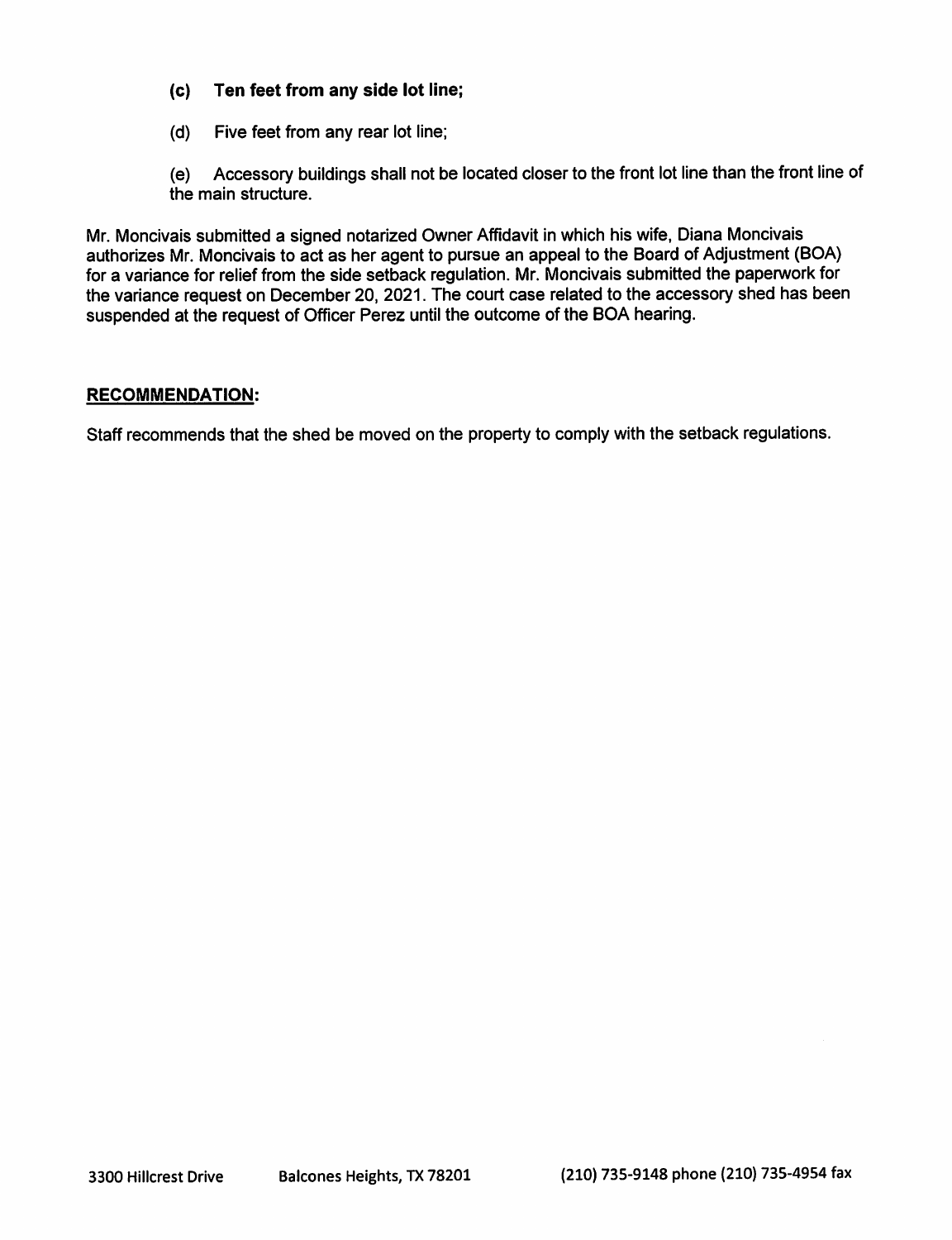**(c) Ten feet from any side lot line;**

(d) Five feet from any rear lot line;

(e) Accessory buildings shall not be located closer to the front lot line than the front line of the main structure.

Mr. Moncivais submitted a signed notarized Owner Affidavit in which his wife, Diana Moncivais authorizes Mr. Moncivais to act as her agent to pursue an appeal to the Board of Adjustment (BOA) for a variance for relief from the side setback regulation. Mr. Moncivais submitted the paperwork for the variance request on December 20, 2021. The court case related to the accessory shed has been suspended at the request of Officer Perez until the outcome of the BOA hearing.

**RECOMMENDATION:**

Staff recommends that the shed be moved on the property to comply with the setback regulations.